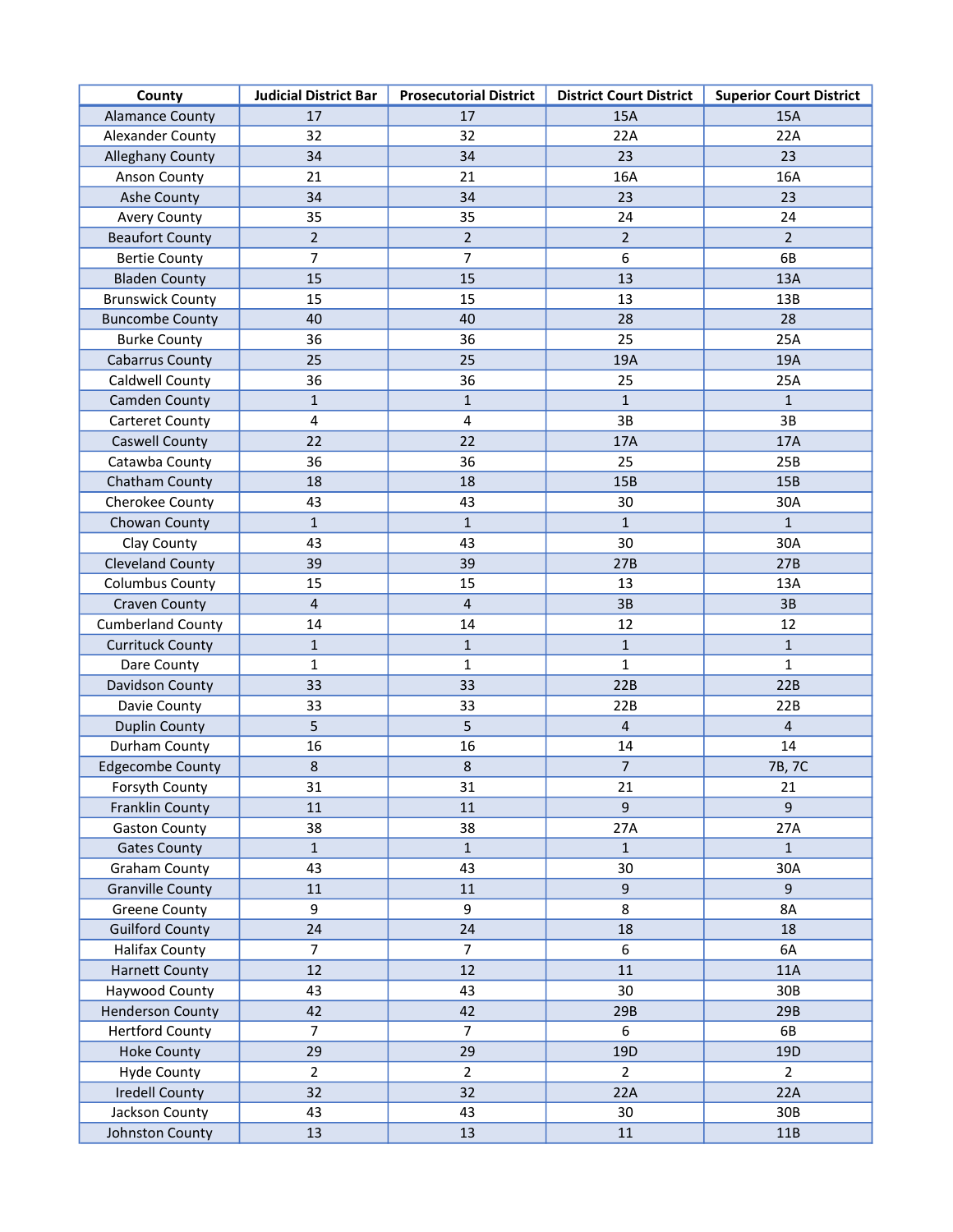| County | Judicial District Bar | Prosecutorial District | District Court District | Superior Court District |
|---|---|---|---|---|
| Alamance County | 17 | 17 | 15A | 15A |
| Alexander County | 32 | 32 | 22A | 22A |
| Alleghany County | 34 | 34 | 23 | 23 |
| Anson County | 21 | 21 | 16A | 16A |
| Ashe County | 34 | 34 | 23 | 23 |
| Avery County | 35 | 35 | 24 | 24 |
| Beaufort County | 2 | 2 | 2 | 2 |
| Bertie County | 7 | 7 | 6 | 6B |
| Bladen County | 15 | 15 | 13 | 13A |
| Brunswick County | 15 | 15 | 13 | 13B |
| Buncombe County | 40 | 40 | 28 | 28 |
| Burke County | 36 | 36 | 25 | 25A |
| Cabarrus County | 25 | 25 | 19A | 19A |
| Caldwell County | 36 | 36 | 25 | 25A |
| Camden County | 1 | 1 | 1 | 1 |
| Carteret County | 4 | 4 | 3B | 3B |
| Caswell County | 22 | 22 | 17A | 17A |
| Catawba County | 36 | 36 | 25 | 25B |
| Chatham County | 18 | 18 | 15B | 15B |
| Cherokee County | 43 | 43 | 30 | 30A |
| Chowan County | 1 | 1 | 1 | 1 |
| Clay County | 43 | 43 | 30 | 30A |
| Cleveland County | 39 | 39 | 27B | 27B |
| Columbus County | 15 | 15 | 13 | 13A |
| Craven County | 4 | 4 | 3B | 3B |
| Cumberland County | 14 | 14 | 12 | 12 |
| Currituck County | 1 | 1 | 1 | 1 |
| Dare County | 1 | 1 | 1 | 1 |
| Davidson County | 33 | 33 | 22B | 22B |
| Davie County | 33 | 33 | 22B | 22B |
| Duplin County | 5 | 5 | 4 | 4 |
| Durham County | 16 | 16 | 14 | 14 |
| Edgecombe County | 8 | 8 | 7 | 7B, 7C |
| Forsyth County | 31 | 31 | 21 | 21 |
| Franklin County | 11 | 11 | 9 | 9 |
| Gaston County | 38 | 38 | 27A | 27A |
| Gates County | 1 | 1 | 1 | 1 |
| Graham County | 43 | 43 | 30 | 30A |
| Granville County | 11 | 11 | 9 | 9 |
| Greene County | 9 | 9 | 8 | 8A |
| Guilford County | 24 | 24 | 18 | 18 |
| Halifax County | 7 | 7 | 6 | 6A |
| Harnett County | 12 | 12 | 11 | 11A |
| Haywood County | 43 | 43 | 30 | 30B |
| Henderson County | 42 | 42 | 29B | 29B |
| Hertford County | 7 | 7 | 6 | 6B |
| Hoke County | 29 | 29 | 19D | 19D |
| Hyde County | 2 | 2 | 2 | 2 |
| Iredell County | 32 | 32 | 22A | 22A |
| Jackson County | 43 | 43 | 30 | 30B |
| Johnston County | 13 | 13 | 11 | 11B |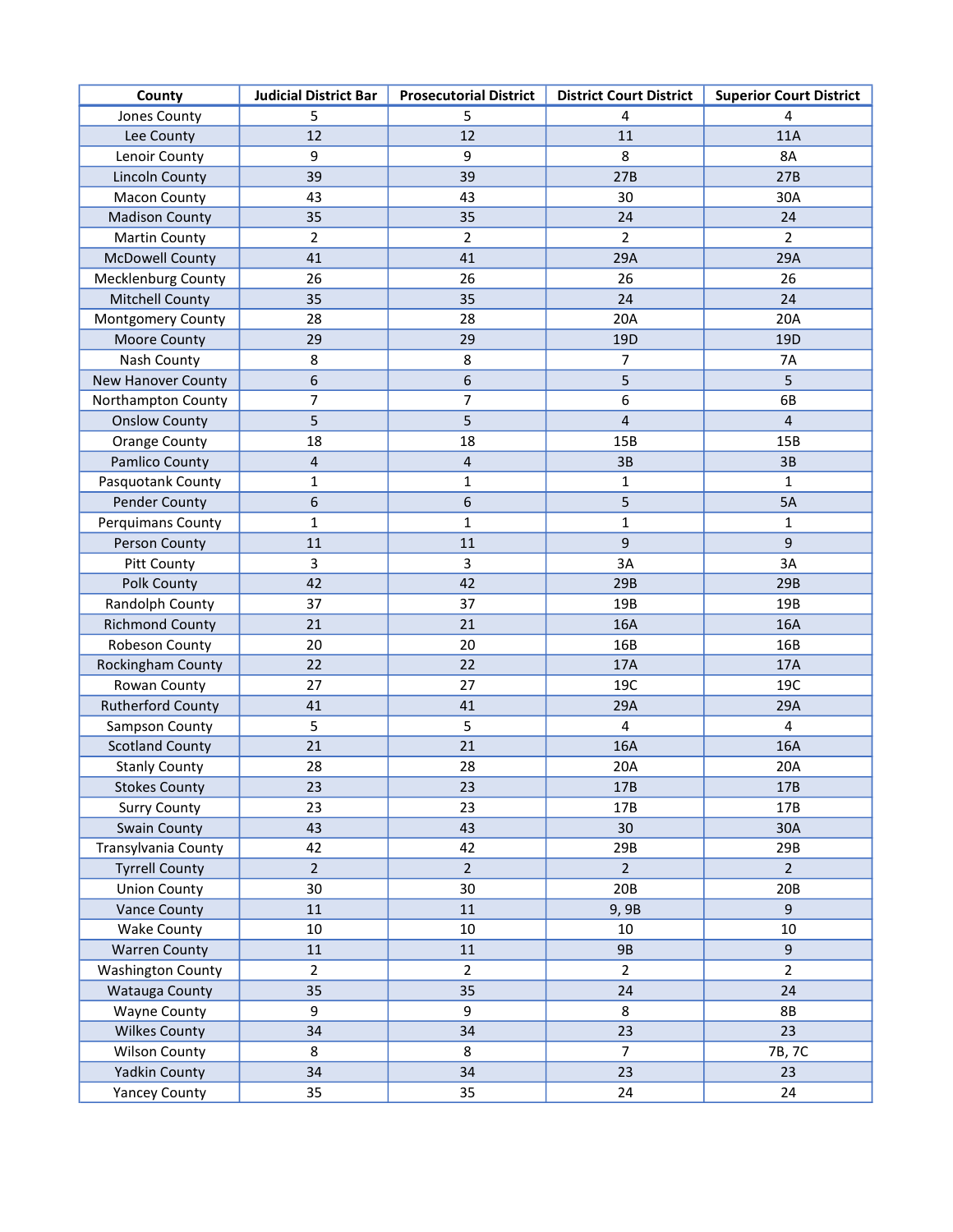| County | Judicial District Bar | Prosecutorial District | District Court District | Superior Court District |
|---|---|---|---|---|
| Jones County | 5 | 5 | 4 | 4 |
| Lee County | 12 | 12 | 11 | 11A |
| Lenoir County | 9 | 9 | 8 | 8A |
| Lincoln County | 39 | 39 | 27B | 27B |
| Macon County | 43 | 43 | 30 | 30A |
| Madison County | 35 | 35 | 24 | 24 |
| Martin County | 2 | 2 | 2 | 2 |
| McDowell County | 41 | 41 | 29A | 29A |
| Mecklenburg County | 26 | 26 | 26 | 26 |
| Mitchell County | 35 | 35 | 24 | 24 |
| Montgomery County | 28 | 28 | 20A | 20A |
| Moore County | 29 | 29 | 19D | 19D |
| Nash County | 8 | 8 | 7 | 7A |
| New Hanover County | 6 | 6 | 5 | 5 |
| Northampton County | 7 | 7 | 6 | 6B |
| Onslow County | 5 | 5 | 4 | 4 |
| Orange County | 18 | 18 | 15B | 15B |
| Pamlico County | 4 | 4 | 3B | 3B |
| Pasquotank County | 1 | 1 | 1 | 1 |
| Pender County | 6 | 6 | 5 | 5A |
| Perquimans County | 1 | 1 | 1 | 1 |
| Person County | 11 | 11 | 9 | 9 |
| Pitt County | 3 | 3 | 3A | 3A |
| Polk County | 42 | 42 | 29B | 29B |
| Randolph County | 37 | 37 | 19B | 19B |
| Richmond County | 21 | 21 | 16A | 16A |
| Robeson County | 20 | 20 | 16B | 16B |
| Rockingham County | 22 | 22 | 17A | 17A |
| Rowan County | 27 | 27 | 19C | 19C |
| Rutherford County | 41 | 41 | 29A | 29A |
| Sampson County | 5 | 5 | 4 | 4 |
| Scotland County | 21 | 21 | 16A | 16A |
| Stanly County | 28 | 28 | 20A | 20A |
| Stokes County | 23 | 23 | 17B | 17B |
| Surry County | 23 | 23 | 17B | 17B |
| Swain County | 43 | 43 | 30 | 30A |
| Transylvania County | 42 | 42 | 29B | 29B |
| Tyrrell County | 2 | 2 | 2 | 2 |
| Union County | 30 | 30 | 20B | 20B |
| Vance County | 11 | 11 | 9, 9B | 9 |
| Wake County | 10 | 10 | 10 | 10 |
| Warren County | 11 | 11 | 9B | 9 |
| Washington County | 2 | 2 | 2 | 2 |
| Watauga County | 35 | 35 | 24 | 24 |
| Wayne County | 9 | 9 | 8 | 8B |
| Wilkes County | 34 | 34 | 23 | 23 |
| Wilson County | 8 | 8 | 7 | 7B, 7C |
| Yadkin County | 34 | 34 | 23 | 23 |
| Yancey County | 35 | 35 | 24 | 24 |